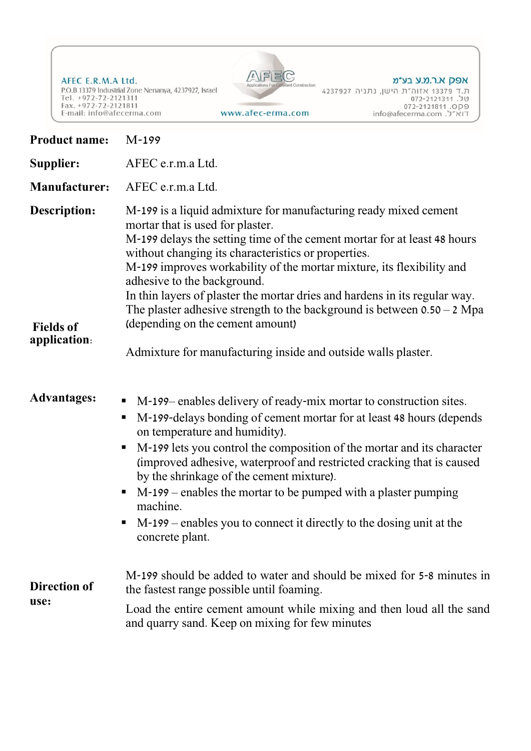AFEC E.R.M.A Ltd.
P.O.B 13379 Industrial Zone Nenanya, 4237927, Israel
Tel. +972-72-2121311
Fax. +972-72-2121811
E-mail: info@afecerma.com

AFEC
Applications For Excellent Construction
www.afec-erma.com

אפק א.ר.מ.ע בע"מ
ת.ד 13379 אזוה"ת הישן, נתניה 4237927
טל. 072-2121311
פקס. 072-2121811
דוא"ל. info@afecerma.com

**Product name:** M-199

**Supplier:** AFEC e.r.m.a Ltd.

**Manufacturer:** AFEC e.r.m.a Ltd.

**Description:**

M-199 is a liquid admixture for manufacturing ready mixed cement mortar that is used for plaster.
M-199 delays the setting time of the cement mortar for at least 48 hours without changing its characteristics or properties.
M-199 improves workability of the mortar mixture, its flexibility and adhesive to the background.
In thin layers of plaster the mortar dries and hardens in its regular way.
The plaster adhesive strength to the background is between 0.50 – 2 Mpa (depending on the cement amount)

**Fields of application:**

Admixture for manufacturing inside and outside walls plaster.

**Advantages:**

- M-199– enables delivery of ready-mix mortar to construction sites.
- M-199-delays bonding of cement mortar for at least 48 hours (depends on temperature and humidity).
- M-199 lets you control the composition of the mortar and its character (improved adhesive, waterproof and restricted cracking that is caused by the shrinkage of the cement mixture).
- M-199 – enables the mortar to be pumped with a plaster pumping machine.
- M-199 – enables you to connect it directly to the dosing unit at the concrete plant.

**Direction of use:**

M-199 should be added to water and should be mixed for 5-8 minutes in the fastest range possible until foaming.

Load the entire cement amount while mixing and then loud all the sand and quarry sand. Keep on mixing for few minutes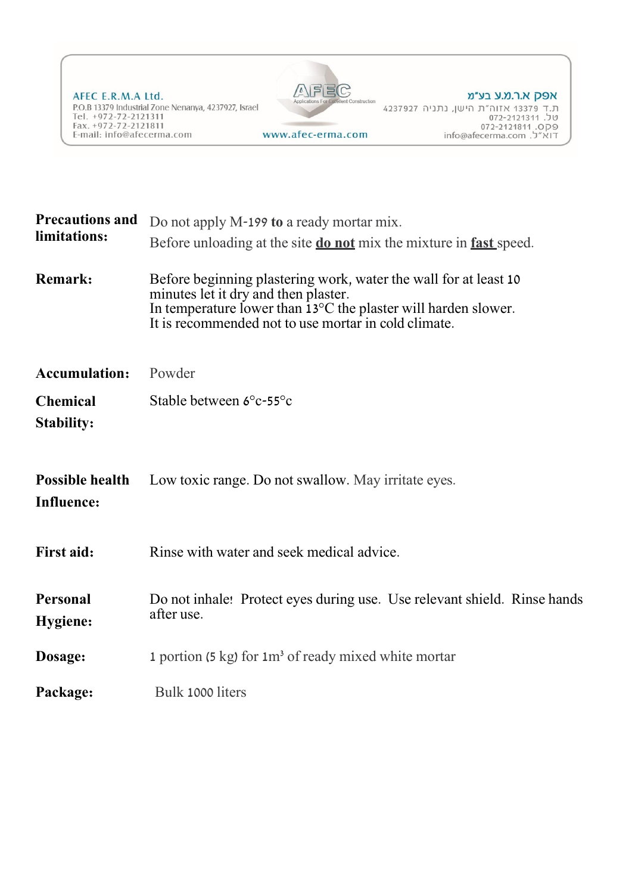**Precautions and limitations:** Do not apply M-199 **to** a ready mortar mix.
Before unloading at the site **do not** mix the mixture in **fast** speed.

**Remark:** Before beginning plastering work, water the wall for at least 10 minutes let it dry and then plaster.
In temperature lower than 13°C the plaster will harden slower.
It is recommended not to use mortar in cold climate.

**Accumulation:** Powder

**Chemical Stability:** Stable between 6°c-55°c

**Possible health Influence:** Low toxic range. Do not swallow. May irritate eyes.

**First aid:** Rinse with water and seek medical advice.

**Personal Hygiene:** Do not inhale! Protect eyes during use. Use relevant shield. Rinse hands after use.

**Dosage:** 1 portion (5 kg) for $1m^3$ of ready mixed white mortar

**Package:** Bulk 1000 liters